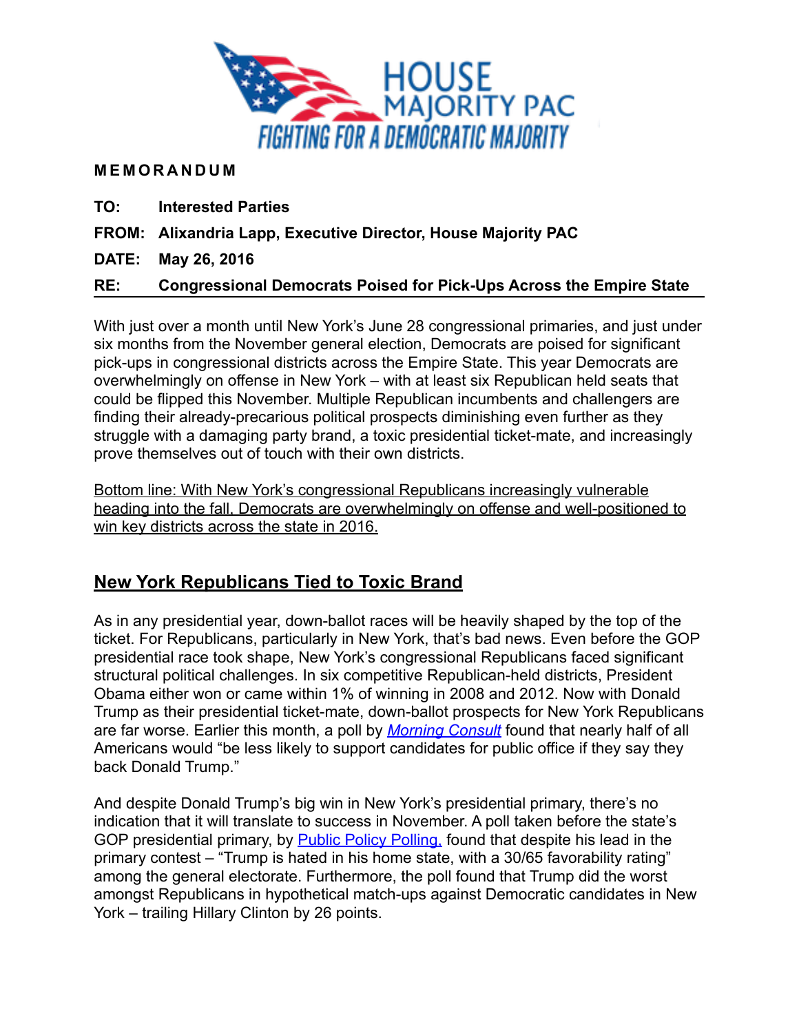HOUSE MAJORITY PAC

FIGHTING FOR A DEMOCRATIC MAJORITY

**MEMORANDUM**

**TO:** **Interested Parties**

**FROM:** **Alixandria Lapp, Executive Director, House Majority PAC**

**DATE:** **May 26, 2016**

**RE:** **Congressional Democrats Poised for Pick-Ups Across the Empire State**

With just over a month until New York's June 28 congressional primaries, and just under six months from the November general election, Democrats are poised for significant pick-ups in congressional districts across the Empire State. This year Democrats are overwhelmingly on offense in New York – with at least six Republican held seats that could be flipped this November. Multiple Republican incumbents and challengers are finding their already-precarious political prospects diminishing even further as they struggle with a damaging party brand, a toxic presidential ticket-mate, and increasingly prove themselves out of touch with their own districts.

<u>Bottom line: With New York's congressional Republicans increasingly vulnerable heading into the fall, Democrats are overwhelmingly on offense and well-positioned to win key districts across the state in 2016.</u>

## New York Republicans Tied to Toxic Brand

As in any presidential year, down-ballot races will be heavily shaped by the top of the ticket. For Republicans, particularly in New York, that's bad news. Even before the GOP presidential race took shape, New York's congressional Republicans faced significant structural political challenges. In six competitive Republican-held districts, President Obama either won or came within 1% of winning in 2008 and 2012. Now with Donald Trump as their presidential ticket-mate, down-ballot prospects for New York Republicans are far worse. Earlier this month, a poll by *Morning Consult* found that nearly half of all Americans would "be less likely to support candidates for public office if they say they back Donald Trump."

And despite Donald Trump's big win in New York's presidential primary, there's no indication that it will translate to success in November. A poll taken before the state's GOP presidential primary, by Public Policy Polling, found that despite his lead in the primary contest – "Trump is hated in his home state, with a 30/65 favorability rating" among the general electorate. Furthermore, the poll found that Trump did the worst amongst Republicans in hypothetical match-ups against Democratic candidates in New York – trailing Hillary Clinton by 26 points.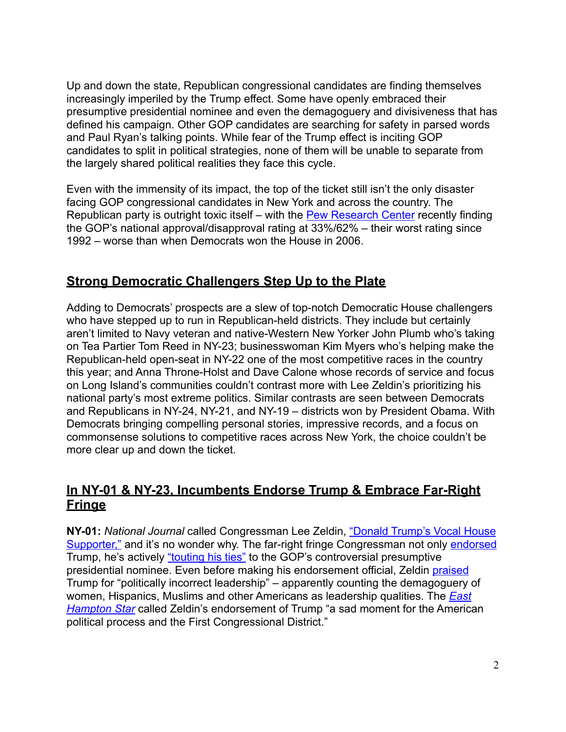Up and down the state, Republican congressional candidates are finding themselves increasingly imperiled by the Trump effect. Some have openly embraced their presumptive presidential nominee and even the demagoguery and divisiveness that has defined his campaign. Other GOP candidates are searching for safety in parsed words and Paul Ryan's talking points. While fear of the Trump effect is inciting GOP candidates to split in political strategies, none of them will be unable to separate from the largely shared political realities they face this cycle.

Even with the immensity of its impact, the top of the ticket still isn't the only disaster facing GOP congressional candidates in New York and across the country. The Republican party is outright toxic itself – with the Pew Research Center recently finding the GOP's national approval/disapproval rating at 33%/62% – their worst rating since 1992 – worse than when Democrats won the House in 2006.

## Strong Democratic Challengers Step Up to the Plate

Adding to Democrats' prospects are a slew of top-notch Democratic House challengers who have stepped up to run in Republican-held districts. They include but certainly aren't limited to Navy veteran and native-Western New Yorker John Plumb who's taking on Tea Partier Tom Reed in NY-23; businesswoman Kim Myers who's helping make the Republican-held open-seat in NY-22 one of the most competitive races in the country this year; and Anna Throne-Holst and Dave Calone whose records of service and focus on Long Island's communities couldn't contrast more with Lee Zeldin's prioritizing his national party's most extreme politics. Similar contrasts are seen between Democrats and Republicans in NY-24, NY-21, and NY-19 – districts won by President Obama. With Democrats bringing compelling personal stories, impressive records, and a focus on commonsense solutions to competitive races across New York, the choice couldn't be more clear up and down the ticket.

## In NY-01 & NY-23, Incumbents Endorse Trump & Embrace Far-Right Fringe

**NY-01:** *National Journal* called Congressman Lee Zeldin, "Donald Trump's Vocal House Supporter," and it's no wonder why. The far-right fringe Congressman not only endorsed Trump, he's actively "touting his ties" to the GOP's controversial presumptive presidential nominee. Even before making his endorsement official, Zeldin praised Trump for "politically incorrect leadership" – apparently counting the demagoguery of women, Hispanics, Muslims and other Americans as leadership qualities. The *East Hampton Star* called Zeldin's endorsement of Trump "a sad moment for the American political process and the First Congressional District."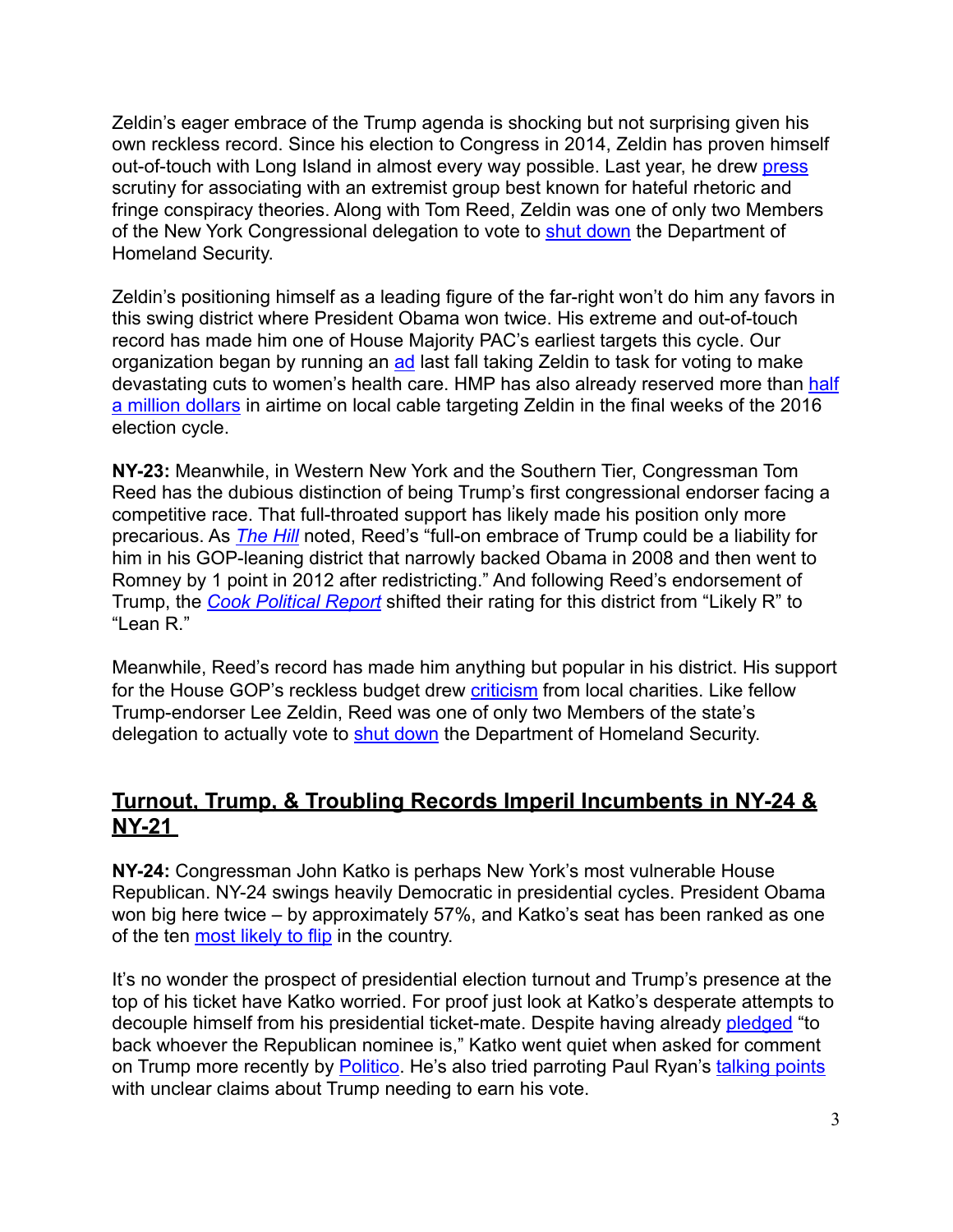Zeldin's eager embrace of the Trump agenda is shocking but not surprising given his own reckless record. Since his election to Congress in 2014, Zeldin has proven himself out-of-touch with Long Island in almost every way possible. Last year, he drew press scrutiny for associating with an extremist group best known for hateful rhetoric and fringe conspiracy theories. Along with Tom Reed, Zeldin was one of only two Members of the New York Congressional delegation to vote to shut down the Department of Homeland Security.

Zeldin's positioning himself as a leading figure of the far-right won't do him any favors in this swing district where President Obama won twice. His extreme and out-of-touch record has made him one of House Majority PAC's earliest targets this cycle. Our organization began by running an ad last fall taking Zeldin to task for voting to make devastating cuts to women's health care. HMP has also already reserved more than half a million dollars in airtime on local cable targeting Zeldin in the final weeks of the 2016 election cycle.

**NY-23:** Meanwhile, in Western New York and the Southern Tier, Congressman Tom Reed has the dubious distinction of being Trump's first congressional endorser facing a competitive race. That full-throated support has likely made his position only more precarious. As *The Hill* noted, Reed's "full-on embrace of Trump could be a liability for him in his GOP-leaning district that narrowly backed Obama in 2008 and then went to Romney by 1 point in 2012 after redistricting." And following Reed's endorsement of Trump, the *Cook Political Report* shifted their rating for this district from "Likely R" to "Lean R."

Meanwhile, Reed's record has made him anything but popular in his district. His support for the House GOP's reckless budget drew criticism from local charities. Like fellow Trump-endorser Lee Zeldin, Reed was one of only two Members of the state's delegation to actually vote to shut down the Department of Homeland Security.

## Turnout, Trump, & Troubling Records Imperil Incumbents in NY-24 & NY-21

**NY-24:** Congressman John Katko is perhaps New York's most vulnerable House Republican. NY-24 swings heavily Democratic in presidential cycles. President Obama won big here twice – by approximately 57%, and Katko's seat has been ranked as one of the ten most likely to flip in the country.

It's no wonder the prospect of presidential election turnout and Trump's presence at the top of his ticket have Katko worried. For proof just look at Katko's desperate attempts to decouple himself from his presidential ticket-mate. Despite having already pledged "to back whoever the Republican nominee is," Katko went quiet when asked for comment on Trump more recently by Politico. He's also tried parroting Paul Ryan's talking points with unclear claims about Trump needing to earn his vote.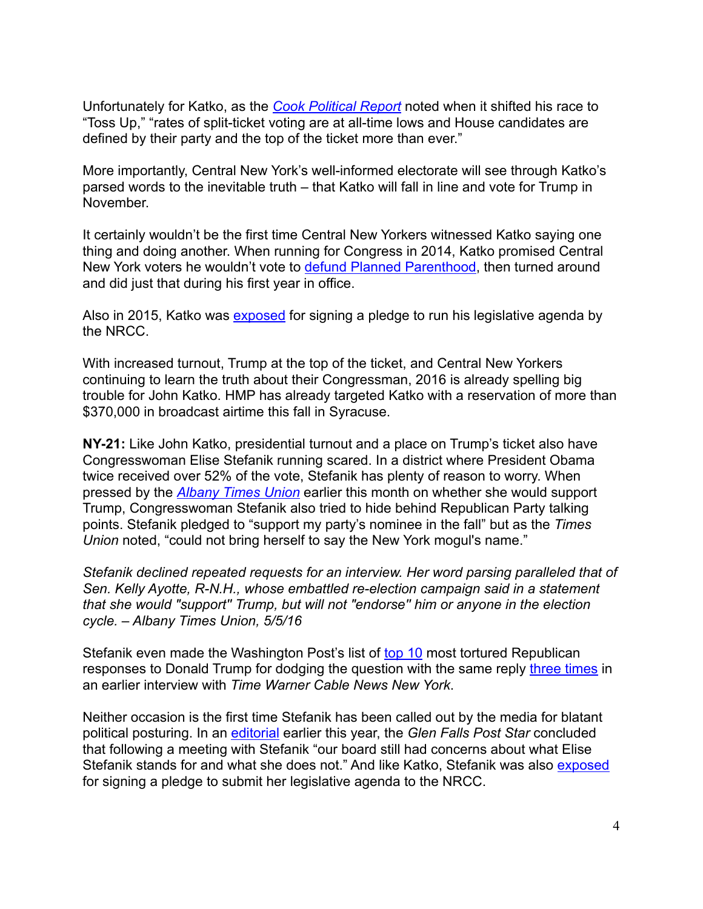Unfortunately for Katko, as the *Cook Political Report* noted when it shifted his race to "Toss Up," "rates of split-ticket voting are at all-time lows and House candidates are defined by their party and the top of the ticket more than ever."

More importantly, Central New York's well-informed electorate will see through Katko's parsed words to the inevitable truth – that Katko will fall in line and vote for Trump in November.

It certainly wouldn't be the first time Central New Yorkers witnessed Katko saying one thing and doing another. When running for Congress in 2014, Katko promised Central New York voters he wouldn't vote to defund Planned Parenthood, then turned around and did just that during his first year in office.

Also in 2015, Katko was exposed for signing a pledge to run his legislative agenda by the NRCC.

With increased turnout, Trump at the top of the ticket, and Central New Yorkers continuing to learn the truth about their Congressman, 2016 is already spelling big trouble for John Katko. HMP has already targeted Katko with a reservation of more than $370,000 in broadcast airtime this fall in Syracuse.

**NY-21:** Like John Katko, presidential turnout and a place on Trump's ticket also have Congresswoman Elise Stefanik running scared. In a district where President Obama twice received over 52% of the vote, Stefanik has plenty of reason to worry. When pressed by the *Albany Times Union* earlier this month on whether she would support Trump, Congresswoman Stefanik also tried to hide behind Republican Party talking points. Stefanik pledged to "support my party's nominee in the fall" but as the *Times Union* noted, "could not bring herself to say the New York mogul's name."

*Stefanik declined repeated requests for an interview. Her word parsing paralleled that of Sen. Kelly Ayotte, R-N.H., whose embattled re-election campaign said in a statement that she would "support" Trump, but will not "endorse" him or anyone in the election cycle. – Albany Times Union, 5/5/16*

Stefanik even made the Washington Post's list of top 10 most tortured Republican responses to Donald Trump for dodging the question with the same reply three times in an earlier interview with *Time Warner Cable News New York*.

Neither occasion is the first time Stefanik has been called out by the media for blatant political posturing. In an editorial earlier this year, the *Glen Falls Post Star* concluded that following a meeting with Stefanik "our board still had concerns about what Elise Stefanik stands for and what she does not." And like Katko, Stefanik was also exposed for signing a pledge to submit her legislative agenda to the NRCC.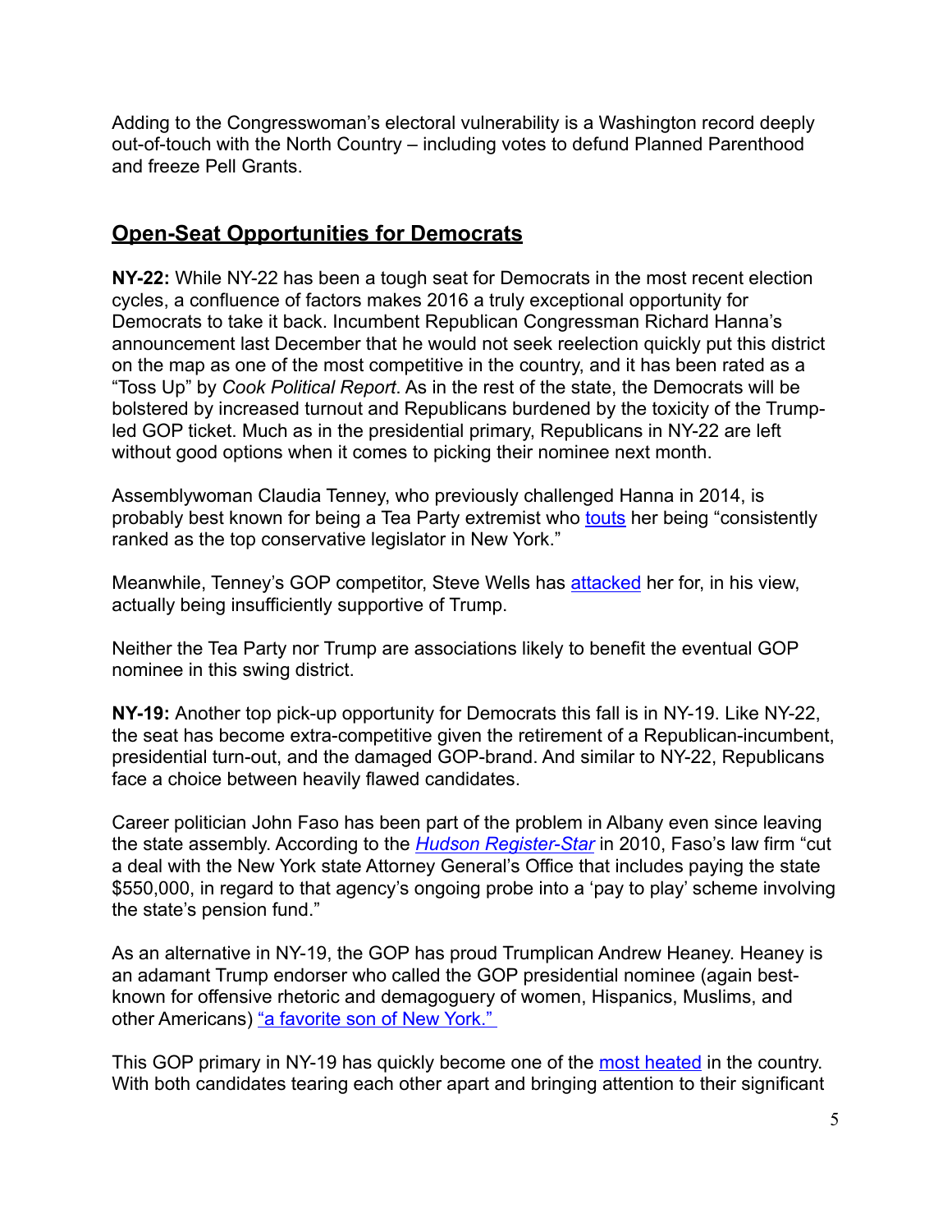Adding to the Congresswoman's electoral vulnerability is a Washington record deeply out-of-touch with the North Country – including votes to defund Planned Parenthood and freeze Pell Grants.

## Open-Seat Opportunities for Democrats

**NY-22:** While NY-22 has been a tough seat for Democrats in the most recent election cycles, a confluence of factors makes 2016 a truly exceptional opportunity for Democrats to take it back. Incumbent Republican Congressman Richard Hanna's announcement last December that he would not seek reelection quickly put this district on the map as one of the most competitive in the country, and it has been rated as a "Toss Up" by *Cook Political Report*. As in the rest of the state, the Democrats will be bolstered by increased turnout and Republicans burdened by the toxicity of the Trump-led GOP ticket. Much as in the presidential primary, Republicans in NY-22 are left without good options when it comes to picking their nominee next month.

Assemblywoman Claudia Tenney, who previously challenged Hanna in 2014, is probably best known for being a Tea Party extremist who touts her being "consistently ranked as the top conservative legislator in New York."

Meanwhile, Tenney's GOP competitor, Steve Wells has attacked her for, in his view, actually being insufficiently supportive of Trump.

Neither the Tea Party nor Trump are associations likely to benefit the eventual GOP nominee in this swing district.

**NY-19:** Another top pick-up opportunity for Democrats this fall is in NY-19. Like NY-22, the seat has become extra-competitive given the retirement of a Republican-incumbent, presidential turn-out, and the damaged GOP-brand. And similar to NY-22, Republicans face a choice between heavily flawed candidates.

Career politician John Faso has been part of the problem in Albany even since leaving the state assembly. According to the *Hudson Register-Star* in 2010, Faso's law firm "cut a deal with the New York state Attorney General's Office that includes paying the state $550,000, in regard to that agency's ongoing probe into a 'pay to play' scheme involving the state's pension fund."

As an alternative in NY-19, the GOP has proud Trumplican Andrew Heaney. Heaney is an adamant Trump endorser who called the GOP presidential nominee (again best-known for offensive rhetoric and demagoguery of women, Hispanics, Muslims, and other Americans) "a favorite son of New York."

This GOP primary in NY-19 has quickly become one of the most heated in the country. With both candidates tearing each other apart and bringing attention to their significant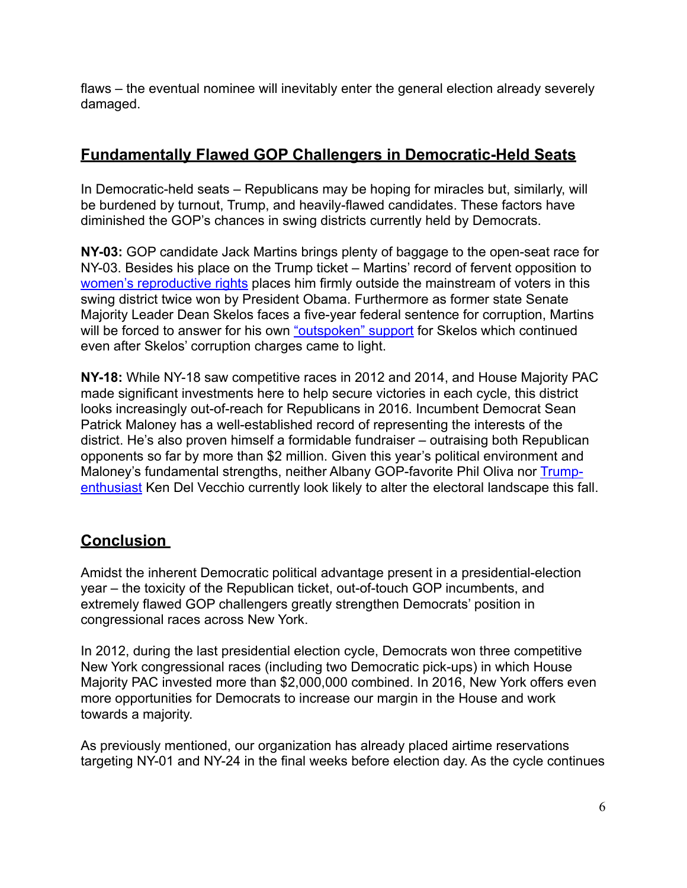flaws – the eventual nominee will inevitably enter the general election already severely damaged.

## Fundamentally Flawed GOP Challengers in Democratic-Held Seats

In Democratic-held seats – Republicans may be hoping for miracles but, similarly, will be burdened by turnout, Trump, and heavily-flawed candidates. These factors have diminished the GOP's chances in swing districts currently held by Democrats.

**NY-03:** GOP candidate Jack Martins brings plenty of baggage to the open-seat race for NY-03. Besides his place on the Trump ticket – Martins' record of fervent opposition to women's reproductive rights places him firmly outside the mainstream of voters in this swing district twice won by President Obama. Furthermore as former state Senate Majority Leader Dean Skelos faces a five-year federal sentence for corruption, Martins will be forced to answer for his own "outspoken" support for Skelos which continued even after Skelos' corruption charges came to light.

**NY-18:** While NY-18 saw competitive races in 2012 and 2014, and House Majority PAC made significant investments here to help secure victories in each cycle, this district looks increasingly out-of-reach for Republicans in 2016. Incumbent Democrat Sean Patrick Maloney has a well-established record of representing the interests of the district. He's also proven himself a formidable fundraiser – outraising both Republican opponents so far by more than $2 million. Given this year's political environment and Maloney's fundamental strengths, neither Albany GOP-favorite Phil Oliva nor Trump-enthusiast Ken Del Vecchio currently look likely to alter the electoral landscape this fall.

## Conclusion

Amidst the inherent Democratic political advantage present in a presidential-election year – the toxicity of the Republican ticket, out-of-touch GOP incumbents, and extremely flawed GOP challengers greatly strengthen Democrats' position in congressional races across New York.

In 2012, during the last presidential election cycle, Democrats won three competitive New York congressional races (including two Democratic pick-ups) in which House Majority PAC invested more than $2,000,000 combined. In 2016, New York offers even more opportunities for Democrats to increase our margin in the House and work towards a majority.

As previously mentioned, our organization has already placed airtime reservations targeting NY-01 and NY-24 in the final weeks before election day. As the cycle continues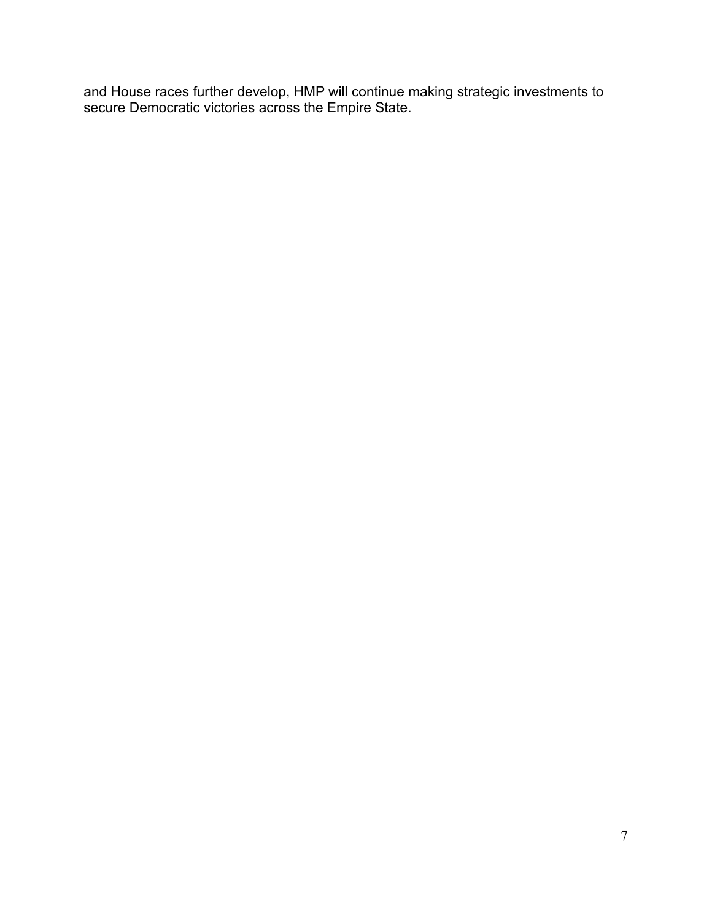and House races further develop, HMP will continue making strategic investments to secure Democratic victories across the Empire State.